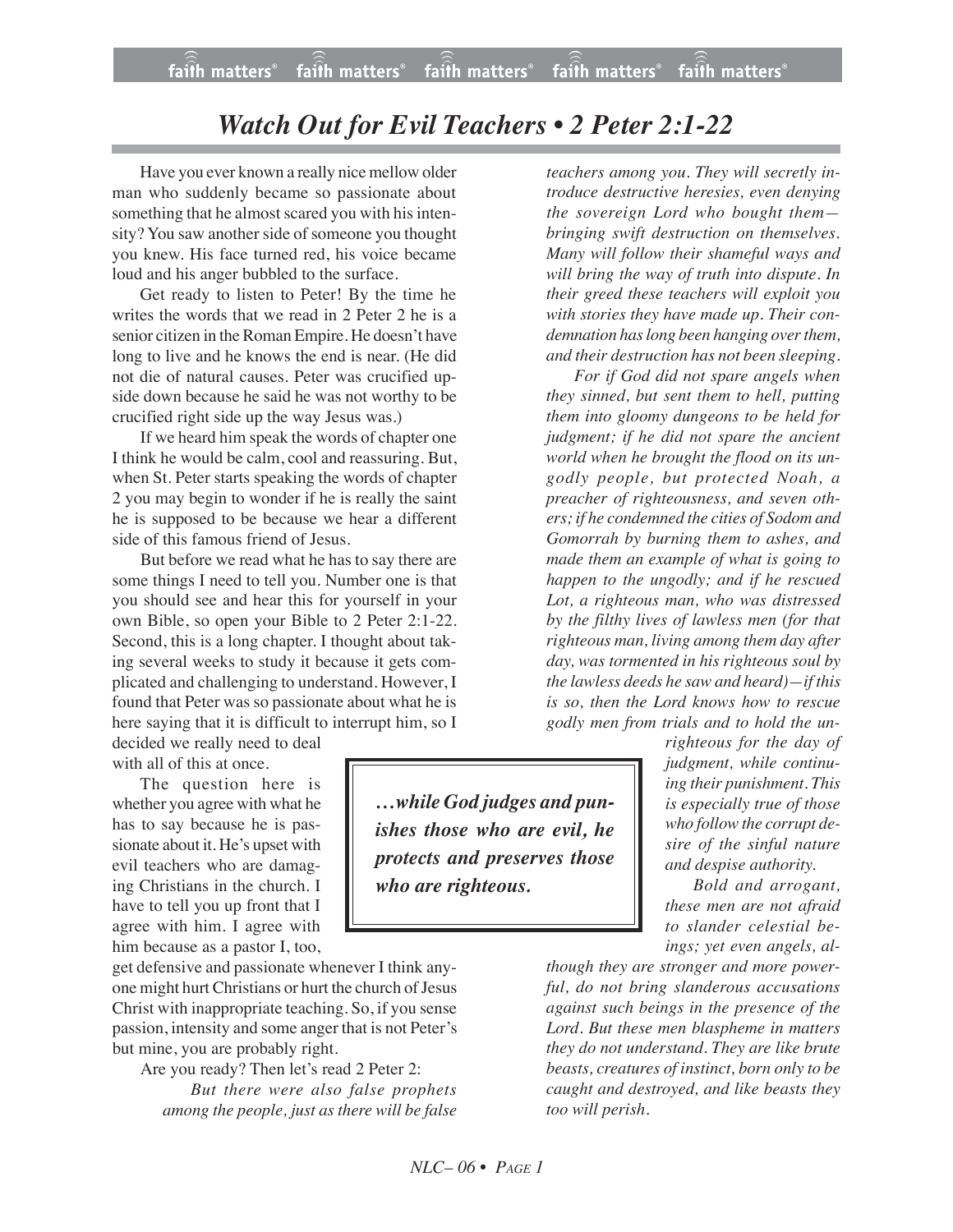# *Watch Out for Evil Teachers • 2 Peter 2:1-22*

Have you ever known a really nice mellow older man who suddenly became so passionate about something that he almost scared you with his intensity? You saw another side of someone you thought you knew. His face turned red, his voice became loud and his anger bubbled to the surface.

Get ready to listen to Peter! By the time he writes the words that we read in 2 Peter 2 he is a senior citizen in the Roman Empire. He doesn't have long to live and he knows the end is near. (He did not die of natural causes. Peter was crucified upside down because he said he was not worthy to be crucified right side up the way Jesus was.)

If we heard him speak the words of chapter one I think he would be calm, cool and reassuring. But, when St. Peter starts speaking the words of chapter 2 you may begin to wonder if he is really the saint he is supposed to be because we hear a different side of this famous friend of Jesus.

But before we read what he has to say there are some things I need to tell you. Number one is that you should see and hear this for yourself in your own Bible, so open your Bible to 2 Peter 2:1-22. Second, this is a long chapter. I thought about taking several weeks to study it because it gets complicated and challenging to understand. However, I found that Peter was so passionate about what he is here saying that it is difficult to interrupt him, so I decided we really need to deal with all of this at once.

The question here is whether you agree with what he has to say because he is passionate about it. He's upset with evil teachers who are damaging Christians in the church. I have to tell you up front that I agree with him. I agree with him because as a pastor I, too, get defensive and passionate whenever I think anyone might hurt Christians or hurt the church of Jesus Christ with inappropriate teaching. So, if you sense passion, intensity and some anger that is not Peter's but mine, you are probably right.

Are you ready? Then let's read 2 Peter 2:

*But there were also false prophets among the people, just as there will be false teachers among you. They will secretly introduce destructive heresies, even denying the sovereign Lord who bought them—bringing swift destruction on themselves. Many will follow their shameful ways and will bring the way of truth into dispute. In their greed these teachers will exploit you with stories they have made up. Their condemnation has long been hanging over them, and their destruction has not been sleeping.*

*For if God did not spare angels when they sinned, but sent them to hell, putting them into gloomy dungeons to be held for judgment; if he did not spare the ancient world when he brought the flood on its ungodly people, but protected Noah, a preacher of righteousness, and seven others; if he condemned the cities of Sodom and Gomorrah by burning them to ashes, and made them an example of what is going to happen to the ungodly; and if he rescued Lot, a righteous man, who was distressed by the filthy lives of lawless men (for that righteous man, living among them day after day, was tormented in his righteous soul by the lawless deeds he saw and heard)—if this is so, then the Lord knows how to rescue godly men from trials and to hold the unrighteous for the day of judgment, while continuing their punishment. This is especially true of those who follow the corrupt desire of the sinful nature and despise authority.*

> ***…while God judges and punishes those who are evil, he protects and preserves those who are righteous.***

*Bold and arrogant, these men are not afraid to slander celestial beings; yet even angels, although they are stronger and more powerful, do not bring slanderous accusations against such beings in the presence of the Lord. But these men blaspheme in matters they do not understand. They are like brute beasts, creatures of instinct, born only to be caught and destroyed, and like beasts they too will perish.*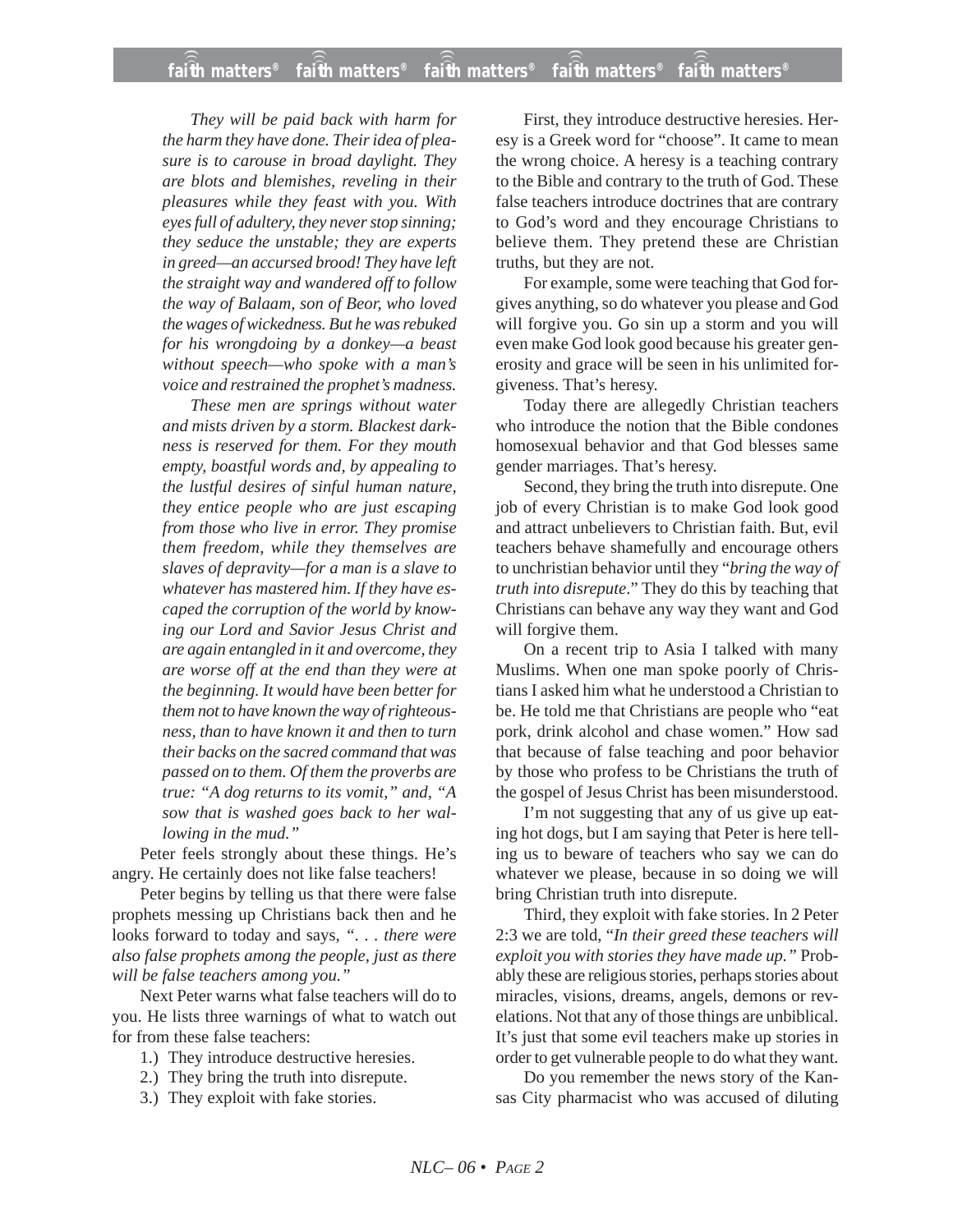*They will be paid back with harm for the harm they have done. Their idea of pleasure is to carouse in broad daylight. They are blots and blemishes, reveling in their pleasures while they feast with you. With eyes full of adultery, they never stop sinning; they seduce the unstable; they are experts in greed—an accursed brood! They have left the straight way and wandered off to follow the way of Balaam, son of Beor, who loved the wages of wickedness. But he was rebuked for his wrongdoing by a donkey—a beast without speech—who spoke with a man's voice and restrained the prophet's madness.*

*These men are springs without water and mists driven by a storm. Blackest darkness is reserved for them. For they mouth empty, boastful words and, by appealing to the lustful desires of sinful human nature, they entice people who are just escaping from those who live in error. They promise them freedom, while they themselves are slaves of depravity—for a man is a slave to whatever has mastered him. If they have escaped the corruption of the world by knowing our Lord and Savior Jesus Christ and are again entangled in it and overcome, they are worse off at the end than they were at the beginning. It would have been better for them not to have known the way of righteousness, than to have known it and then to turn their backs on the sacred command that was passed on to them. Of them the proverbs are true: "A dog returns to its vomit," and, "A sow that is washed goes back to her wallowing in the mud."*

Peter feels strongly about these things. He's angry. He certainly does not like false teachers!

Peter begins by telling us that there were false prophets messing up Christians back then and he looks forward to today and says, *". . . there were also false prophets among the people, just as there will be false teachers among you."*

Next Peter warns what false teachers will do to you. He lists three warnings of what to watch out for from these false teachers:

1.) They introduce destructive heresies.
2.) They bring the truth into disrepute.
3.) They exploit with fake stories.

First, they introduce destructive heresies. Heresy is a Greek word for "choose". It came to mean the wrong choice. A heresy is a teaching contrary to the Bible and contrary to the truth of God. These false teachers introduce doctrines that are contrary to God's word and they encourage Christians to believe them. They pretend these are Christian truths, but they are not.

For example, some were teaching that God forgives anything, so do whatever you please and God will forgive you. Go sin up a storm and you will even make God look good because his greater generosity and grace will be seen in his unlimited forgiveness. That's heresy.

Today there are allegedly Christian teachers who introduce the notion that the Bible condones homosexual behavior and that God blesses same gender marriages. That's heresy.

Second, they bring the truth into disrepute. One job of every Christian is to make God look good and attract unbelievers to Christian faith. But, evil teachers behave shamefully and encourage others to unchristian behavior until they "*bring the way of truth into disrepute*." They do this by teaching that Christians can behave any way they want and God will forgive them.

On a recent trip to Asia I talked with many Muslims. When one man spoke poorly of Christians I asked him what he understood a Christian to be. He told me that Christians are people who "eat pork, drink alcohol and chase women." How sad that because of false teaching and poor behavior by those who profess to be Christians the truth of the gospel of Jesus Christ has been misunderstood.

I'm not suggesting that any of us give up eating hot dogs, but I am saying that Peter is here telling us to beware of teachers who say we can do whatever we please, because in so doing we will bring Christian truth into disrepute.

Third, they exploit with fake stories. In 2 Peter 2:3 we are told, "*In their greed these teachers will exploit you with stories they have made up."* Probably these are religious stories, perhaps stories about miracles, visions, dreams, angels, demons or revelations. Not that any of those things are unbiblical. It's just that some evil teachers make up stories in order to get vulnerable people to do what they want.

Do you remember the news story of the Kansas City pharmacist who was accused of diluting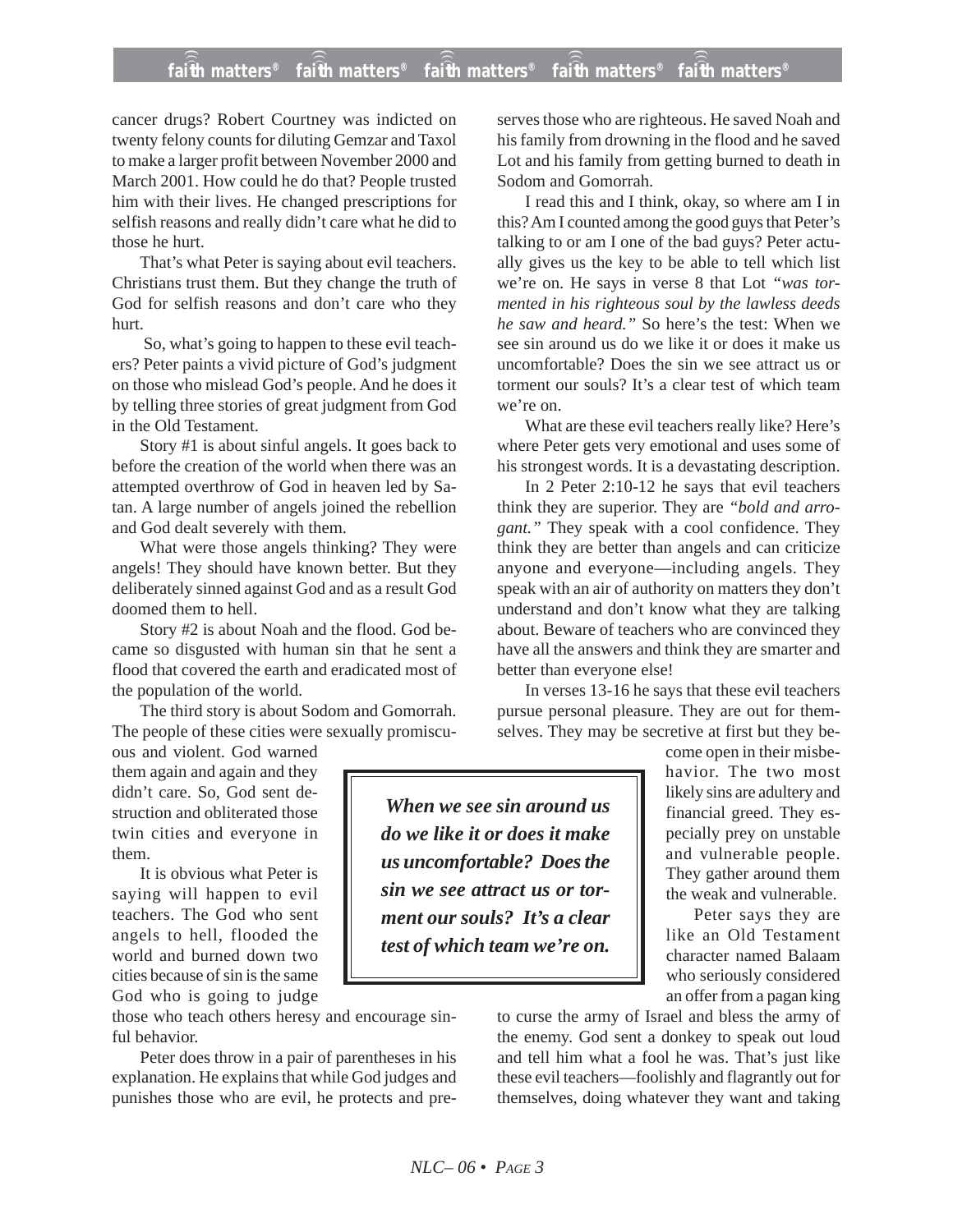cancer drugs? Robert Courtney was indicted on twenty felony counts for diluting Gemzar and Taxol to make a larger profit between November 2000 and March 2001. How could he do that? People trusted him with their lives. He changed prescriptions for selfish reasons and really didn't care what he did to those he hurt.

That's what Peter is saying about evil teachers. Christians trust them. But they change the truth of God for selfish reasons and don't care who they hurt.

So, what's going to happen to these evil teachers? Peter paints a vivid picture of God's judgment on those who mislead God's people. And he does it by telling three stories of great judgment from God in the Old Testament.

Story #1 is about sinful angels. It goes back to before the creation of the world when there was an attempted overthrow of God in heaven led by Satan. A large number of angels joined the rebellion and God dealt severely with them.

What were those angels thinking? They were angels! They should have known better. But they deliberately sinned against God and as a result God doomed them to hell.

Story #2 is about Noah and the flood. God became so disgusted with human sin that he sent a flood that covered the earth and eradicated most of the population of the world.

The third story is about Sodom and Gomorrah. The people of these cities were sexually promiscuous and violent. God warned them again and again and they didn't care. So, God sent destruction and obliterated those twin cities and everyone in them.

It is obvious what Peter is saying will happen to evil teachers. The God who sent angels to hell, flooded the world and burned down two cities because of sin is the same God who is going to judge those who teach others heresy and encourage sinful behavior.

Peter does throw in a pair of parentheses in his explanation. He explains that while God judges and punishes those who are evil, he protects and preserves those who are righteous. He saved Noah and his family from drowning in the flood and he saved Lot and his family from getting burned to death in Sodom and Gomorrah.

I read this and I think, okay, so where am I in this? Am I counted among the good guys that Peter's talking to or am I one of the bad guys? Peter actually gives us the key to be able to tell which list we're on. He says in verse 8 that Lot *"was tormented in his righteous soul by the lawless deeds he saw and heard."* So here's the test: When we see sin around us do we like it or does it make us uncomfortable? Does the sin we see attract us or torment our souls? It's a clear test of which team we're on.

> ***When we see sin around us do we like it or does it make us uncomfortable? Does the sin we see attract us or torment our souls? It's a clear test of which team we're on.***

What are these evil teachers really like? Here's where Peter gets very emotional and uses some of his strongest words. It is a devastating description.

In 2 Peter 2:10-12 he says that evil teachers think they are superior. They are *"bold and arrogant."* They speak with a cool confidence. They think they are better than angels and can criticize anyone and everyone—including angels. They speak with an air of authority on matters they don't understand and don't know what they are talking about. Beware of teachers who are convinced they have all the answers and think they are smarter and better than everyone else!

In verses 13-16 he says that these evil teachers pursue personal pleasure. They are out for themselves. They may be secretive at first but they become open in their misbehavior. The two most likely sins are adultery and financial greed. They especially prey on unstable and vulnerable people. They gather around them the weak and vulnerable.

Peter says they are like an Old Testament character named Balaam who seriously considered an offer from a pagan king to curse the army of Israel and bless the army of the enemy. God sent a donkey to speak out loud and tell him what a fool he was. That's just like these evil teachers—foolishly and flagrantly out for themselves, doing whatever they want and taking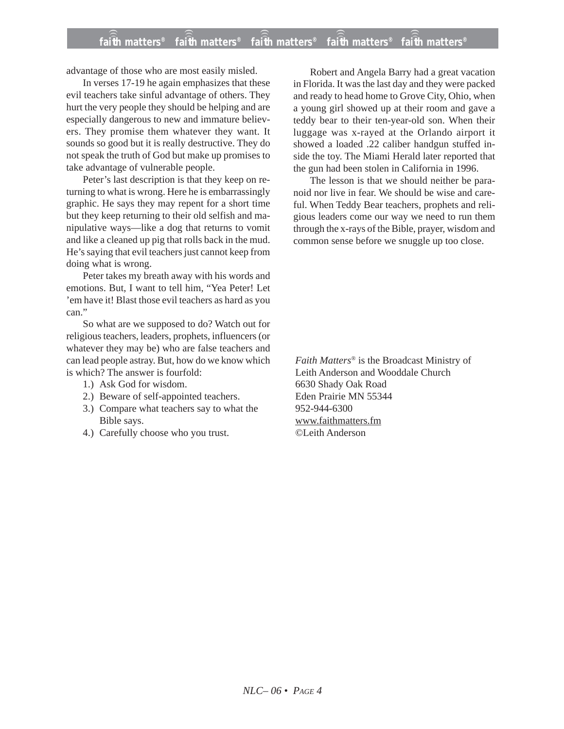advantage of those who are most easily misled.

In verses 17-19 he again emphasizes that these evil teachers take sinful advantage of others. They hurt the very people they should be helping and are especially dangerous to new and immature believers. They promise them whatever they want. It sounds so good but it is really destructive. They do not speak the truth of God but make up promises to take advantage of vulnerable people.

Peter's last description is that they keep on returning to what is wrong. Here he is embarrassingly graphic. He says they may repent for a short time but they keep returning to their old selfish and manipulative ways—like a dog that returns to vomit and like a cleaned up pig that rolls back in the mud. He's saying that evil teachers just cannot keep from doing what is wrong.

Peter takes my breath away with his words and emotions. But, I want to tell him, "Yea Peter! Let 'em have it! Blast those evil teachers as hard as you can."

So what are we supposed to do? Watch out for religious teachers, leaders, prophets, influencers (or whatever they may be) who are false teachers and can lead people astray. But, how do we know which is which? The answer is fourfold:

1.) Ask God for wisdom.
2.) Beware of self-appointed teachers.
3.) Compare what teachers say to what the Bible says.
4.) Carefully choose who you trust.

Robert and Angela Barry had a great vacation in Florida. It was the last day and they were packed and ready to head home to Grove City, Ohio, when a young girl showed up at their room and gave a teddy bear to their ten-year-old son. When their luggage was x-rayed at the Orlando airport it showed a loaded .22 caliber handgun stuffed inside the toy. The Miami Herald later reported that the gun had been stolen in California in 1996.

The lesson is that we should neither be paranoid nor live in fear. We should be wise and careful. When Teddy Bear teachers, prophets and religious leaders come our way we need to run them through the x-rays of the Bible, prayer, wisdom and common sense before we snuggle up too close.

*Faith Matters®* is the Broadcast Ministry of
Leith Anderson and Wooddale Church
6630 Shady Oak Road
Eden Prairie MN 55344
952-944-6300
www.faithmatters.fm
©Leith Anderson